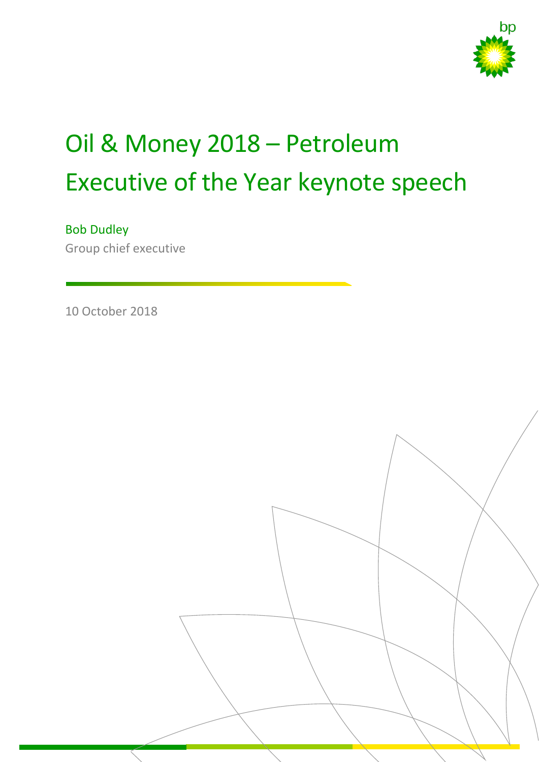# Oil & Money 2018 – Petroleum Executive of the Year keynote speech

Bob Dudley

Group chief executive

10 October 2018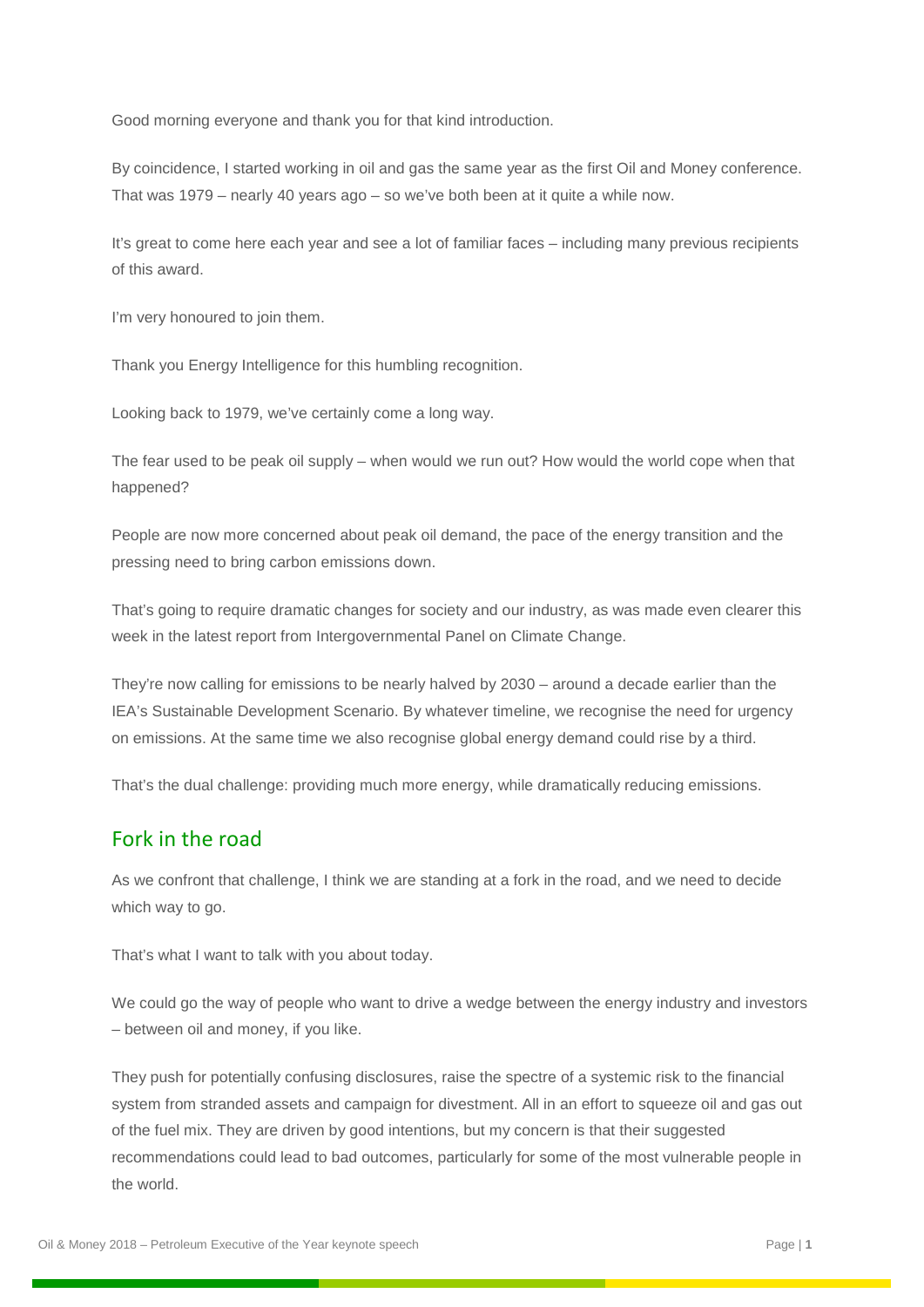Good morning everyone and thank you for that kind introduction.

By coincidence, I started working in oil and gas the same year as the first Oil and Money conference. That was 1979 – nearly 40 years ago – so we've both been at it quite a while now.

It's great to come here each year and see a lot of familiar faces – including many previous recipients of this award.

I'm very honoured to join them.

Thank you Energy Intelligence for this humbling recognition.

Looking back to 1979, we've certainly come a long way.

The fear used to be peak oil supply – when would we run out? How would the world cope when that happened?

People are now more concerned about peak oil demand, the pace of the energy transition and the pressing need to bring carbon emissions down.

That's going to require dramatic changes for society and our industry, as was made even clearer this week in the latest report from Intergovernmental Panel on Climate Change.

They're now calling for emissions to be nearly halved by 2030 – around a decade earlier than the IEA's Sustainable Development Scenario. By whatever timeline, we recognise the need for urgency on emissions. At the same time we also recognise global energy demand could rise by a third.

That's the dual challenge: providing much more energy, while dramatically reducing emissions.

## Fork in the road

As we confront that challenge, I think we are standing at a fork in the road, and we need to decide which way to go.

That's what I want to talk with you about today.

We could go the way of people who want to drive a wedge between the energy industry and investors – between oil and money, if you like.

They push for potentially confusing disclosures, raise the spectre of a systemic risk to the financial system from stranded assets and campaign for divestment. All in an effort to squeeze oil and gas out of the fuel mix. They are driven by good intentions, but my concern is that their suggested recommendations could lead to bad outcomes, particularly for some of the most vulnerable people in the world.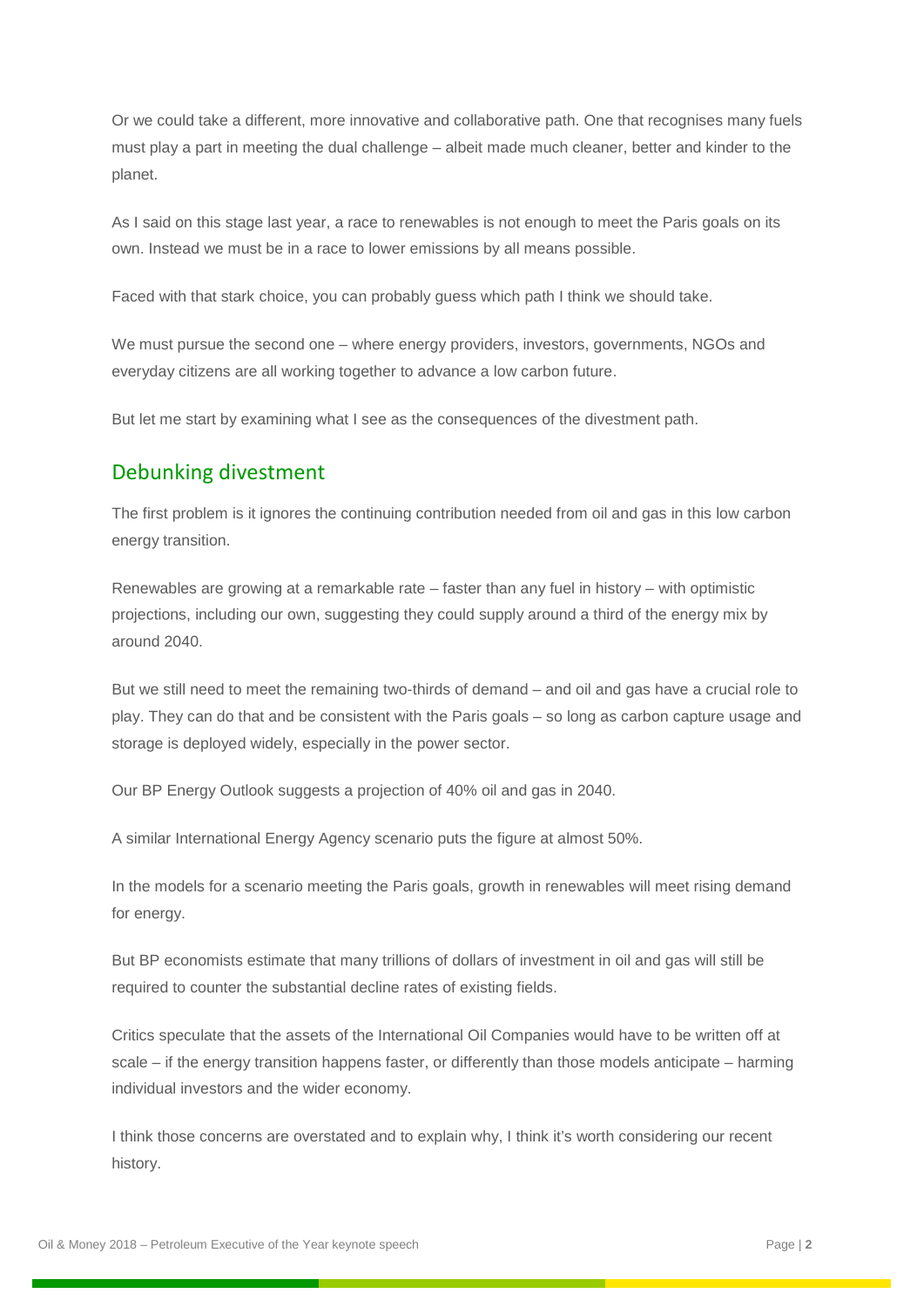Or we could take a different, more innovative and collaborative path. One that recognises many fuels must play a part in meeting the dual challenge – albeit made much cleaner, better and kinder to the planet.

As I said on this stage last year, a race to renewables is not enough to meet the Paris goals on its own. Instead we must be in a race to lower emissions by all means possible.

Faced with that stark choice, you can probably guess which path I think we should take.

We must pursue the second one – where energy providers, investors, governments, NGOs and everyday citizens are all working together to advance a low carbon future.

But let me start by examining what I see as the consequences of the divestment path.

## Debunking divestment

The first problem is it ignores the continuing contribution needed from oil and gas in this low carbon energy transition.

Renewables are growing at a remarkable rate – faster than any fuel in history – with optimistic projections, including our own, suggesting they could supply around a third of the energy mix by around 2040.

But we still need to meet the remaining two-thirds of demand – and oil and gas have a crucial role to play. They can do that and be consistent with the Paris goals – so long as carbon capture usage and storage is deployed widely, especially in the power sector.

Our BP Energy Outlook suggests a projection of 40% oil and gas in 2040.

A similar International Energy Agency scenario puts the figure at almost 50%.

In the models for a scenario meeting the Paris goals, growth in renewables will meet rising demand for energy.

But BP economists estimate that many trillions of dollars of investment in oil and gas will still be required to counter the substantial decline rates of existing fields.

Critics speculate that the assets of the International Oil Companies would have to be written off at scale – if the energy transition happens faster, or differently than those models anticipate – harming individual investors and the wider economy.

I think those concerns are overstated and to explain why, I think it's worth considering our recent history.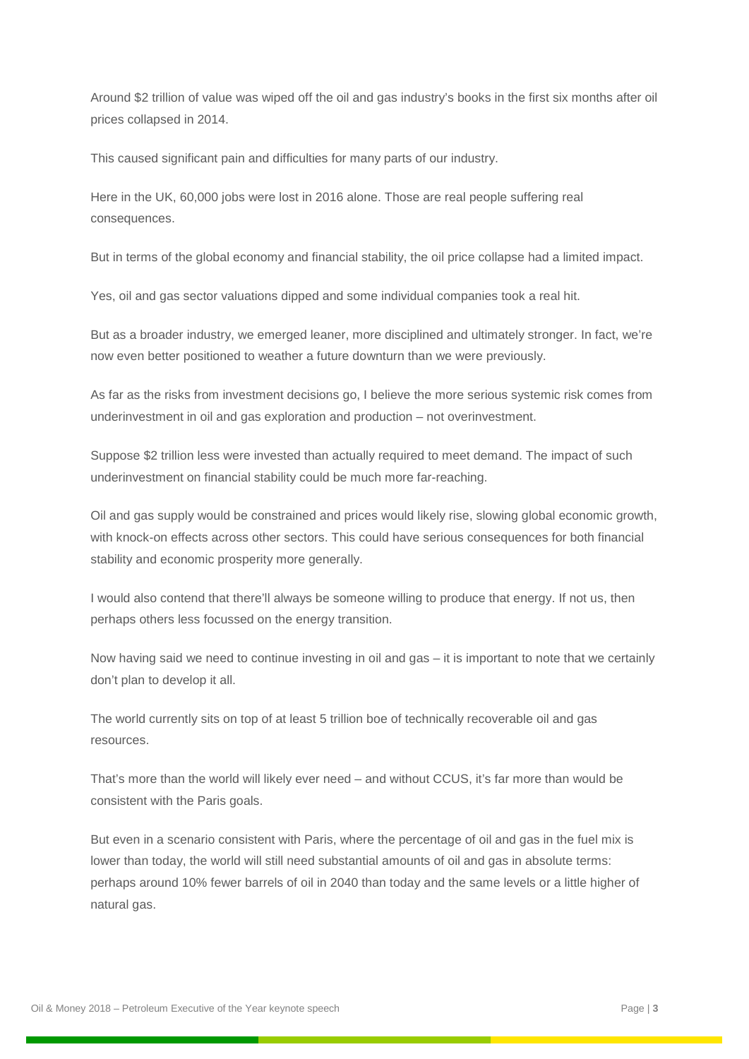Around $2 trillion of value was wiped off the oil and gas industry's books in the first six months after oil prices collapsed in 2014.

This caused significant pain and difficulties for many parts of our industry.

Here in the UK, 60,000 jobs were lost in 2016 alone. Those are real people suffering real consequences.

But in terms of the global economy and financial stability, the oil price collapse had a limited impact.

Yes, oil and gas sector valuations dipped and some individual companies took a real hit.

But as a broader industry, we emerged leaner, more disciplined and ultimately stronger. In fact, we're now even better positioned to weather a future downturn than we were previously.

As far as the risks from investment decisions go, I believe the more serious systemic risk comes from underinvestment in oil and gas exploration and production – not overinvestment.

Suppose $2 trillion less were invested than actually required to meet demand. The impact of such underinvestment on financial stability could be much more far-reaching.

Oil and gas supply would be constrained and prices would likely rise, slowing global economic growth, with knock-on effects across other sectors. This could have serious consequences for both financial stability and economic prosperity more generally.

I would also contend that there'll always be someone willing to produce that energy. If not us, then perhaps others less focussed on the energy transition.

Now having said we need to continue investing in oil and gas – it is important to note that we certainly don't plan to develop it all.

The world currently sits on top of at least 5 trillion boe of technically recoverable oil and gas resources.

That's more than the world will likely ever need – and without CCUS, it's far more than would be consistent with the Paris goals.

But even in a scenario consistent with Paris, where the percentage of oil and gas in the fuel mix is lower than today, the world will still need substantial amounts of oil and gas in absolute terms: perhaps around 10% fewer barrels of oil in 2040 than today and the same levels or a little higher of natural gas.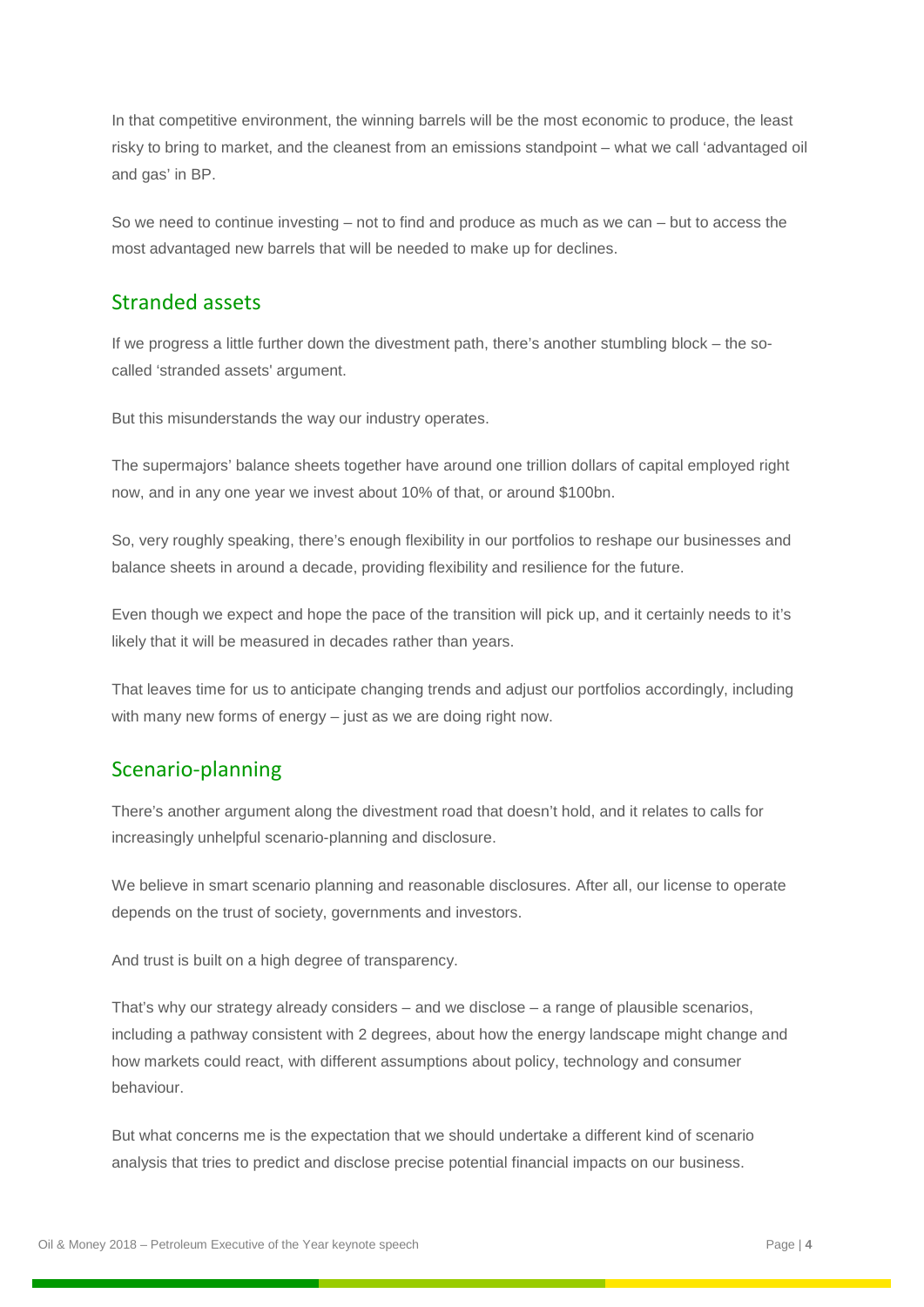In that competitive environment, the winning barrels will be the most economic to produce, the least risky to bring to market, and the cleanest from an emissions standpoint – what we call 'advantaged oil and gas' in BP.

So we need to continue investing – not to find and produce as much as we can – but to access the most advantaged new barrels that will be needed to make up for declines.

## Stranded assets

If we progress a little further down the divestment path, there's another stumbling block – the so-called 'stranded assets' argument.

But this misunderstands the way our industry operates.

The supermajors' balance sheets together have around one trillion dollars of capital employed right now, and in any one year we invest about 10% of that, or around $100bn.

So, very roughly speaking, there's enough flexibility in our portfolios to reshape our businesses and balance sheets in around a decade, providing flexibility and resilience for the future.

Even though we expect and hope the pace of the transition will pick up, and it certainly needs to it's likely that it will be measured in decades rather than years.

That leaves time for us to anticipate changing trends and adjust our portfolios accordingly, including with many new forms of energy – just as we are doing right now.

## Scenario-planning

There's another argument along the divestment road that doesn't hold, and it relates to calls for increasingly unhelpful scenario-planning and disclosure.

We believe in smart scenario planning and reasonable disclosures. After all, our license to operate depends on the trust of society, governments and investors.

And trust is built on a high degree of transparency.

That's why our strategy already considers – and we disclose – a range of plausible scenarios, including a pathway consistent with 2 degrees, about how the energy landscape might change and how markets could react, with different assumptions about policy, technology and consumer behaviour.

But what concerns me is the expectation that we should undertake a different kind of scenario analysis that tries to predict and disclose precise potential financial impacts on our business.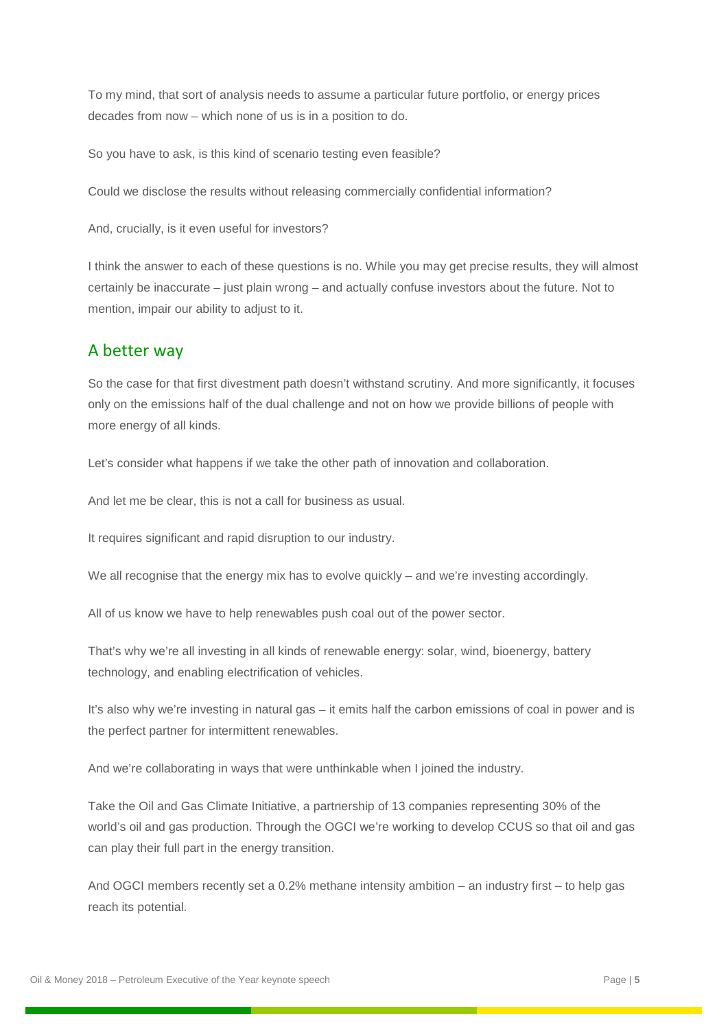To my mind, that sort of analysis needs to assume a particular future portfolio, or energy prices decades from now – which none of us is in a position to do.

So you have to ask, is this kind of scenario testing even feasible?

Could we disclose the results without releasing commercially confidential information?

And, crucially, is it even useful for investors?

I think the answer to each of these questions is no. While you may get precise results, they will almost certainly be inaccurate – just plain wrong – and actually confuse investors about the future. Not to mention, impair our ability to adjust to it.

## A better way

So the case for that first divestment path doesn't withstand scrutiny. And more significantly, it focuses only on the emissions half of the dual challenge and not on how we provide billions of people with more energy of all kinds.

Let's consider what happens if we take the other path of innovation and collaboration.

And let me be clear, this is not a call for business as usual.

It requires significant and rapid disruption to our industry.

We all recognise that the energy mix has to evolve quickly – and we're investing accordingly.

All of us know we have to help renewables push coal out of the power sector.

That's why we're all investing in all kinds of renewable energy: solar, wind, bioenergy, battery technology, and enabling electrification of vehicles.

It's also why we're investing in natural gas – it emits half the carbon emissions of coal in power and is the perfect partner for intermittent renewables.

And we're collaborating in ways that were unthinkable when I joined the industry.

Take the Oil and Gas Climate Initiative, a partnership of 13 companies representing 30% of the world's oil and gas production. Through the OGCI we're working to develop CCUS so that oil and gas can play their full part in the energy transition.

And OGCI members recently set a 0.2% methane intensity ambition – an industry first – to help gas reach its potential.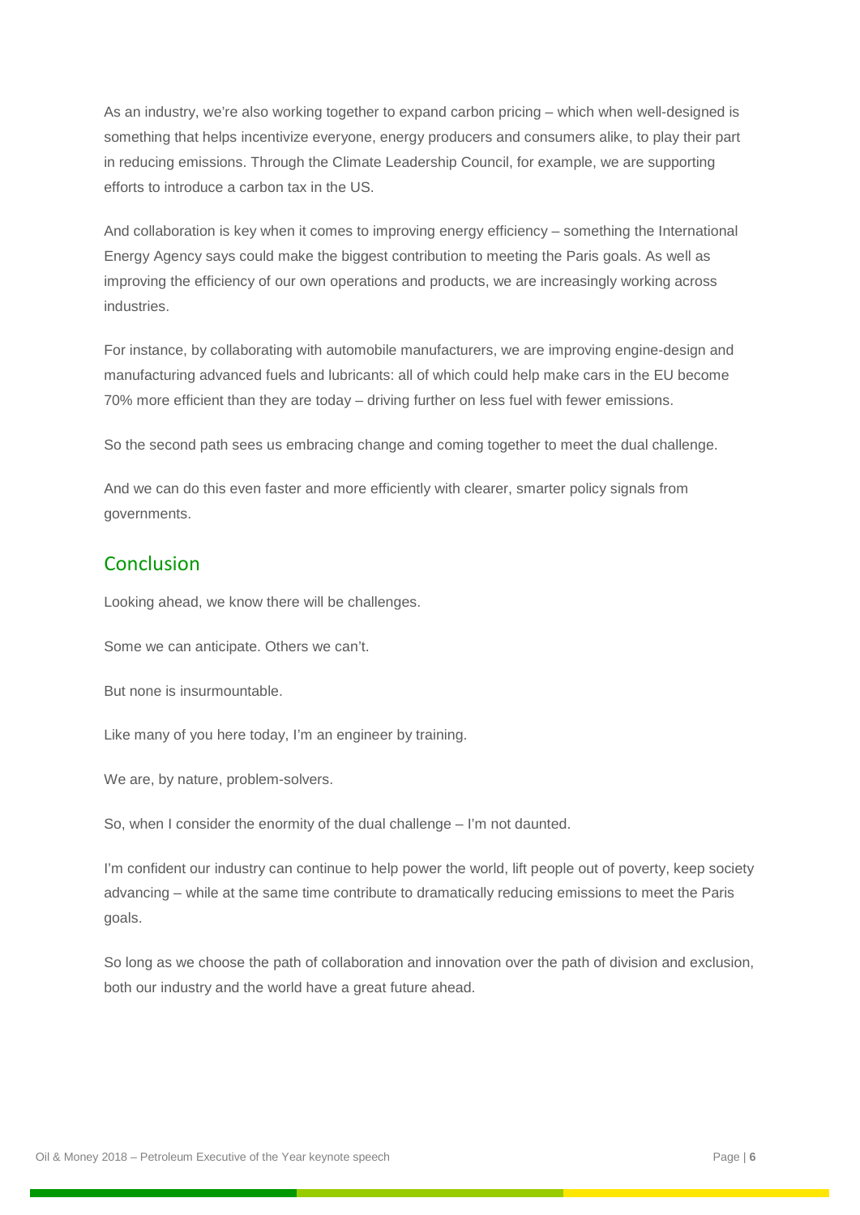As an industry, we're also working together to expand carbon pricing – which when well-designed is something that helps incentivize everyone, energy producers and consumers alike, to play their part in reducing emissions. Through the Climate Leadership Council, for example, we are supporting efforts to introduce a carbon tax in the US.

And collaboration is key when it comes to improving energy efficiency – something the International Energy Agency says could make the biggest contribution to meeting the Paris goals. As well as improving the efficiency of our own operations and products, we are increasingly working across industries.

For instance, by collaborating with automobile manufacturers, we are improving engine-design and manufacturing advanced fuels and lubricants: all of which could help make cars in the EU become 70% more efficient than they are today – driving further on less fuel with fewer emissions.

So the second path sees us embracing change and coming together to meet the dual challenge.

And we can do this even faster and more efficiently with clearer, smarter policy signals from governments.

## Conclusion

Looking ahead, we know there will be challenges.

Some we can anticipate. Others we can't.

But none is insurmountable.

Like many of you here today, I'm an engineer by training.

We are, by nature, problem-solvers.

So, when I consider the enormity of the dual challenge – I'm not daunted.

I'm confident our industry can continue to help power the world, lift people out of poverty, keep society advancing – while at the same time contribute to dramatically reducing emissions to meet the Paris goals.

So long as we choose the path of collaboration and innovation over the path of division and exclusion, both our industry and the world have a great future ahead.